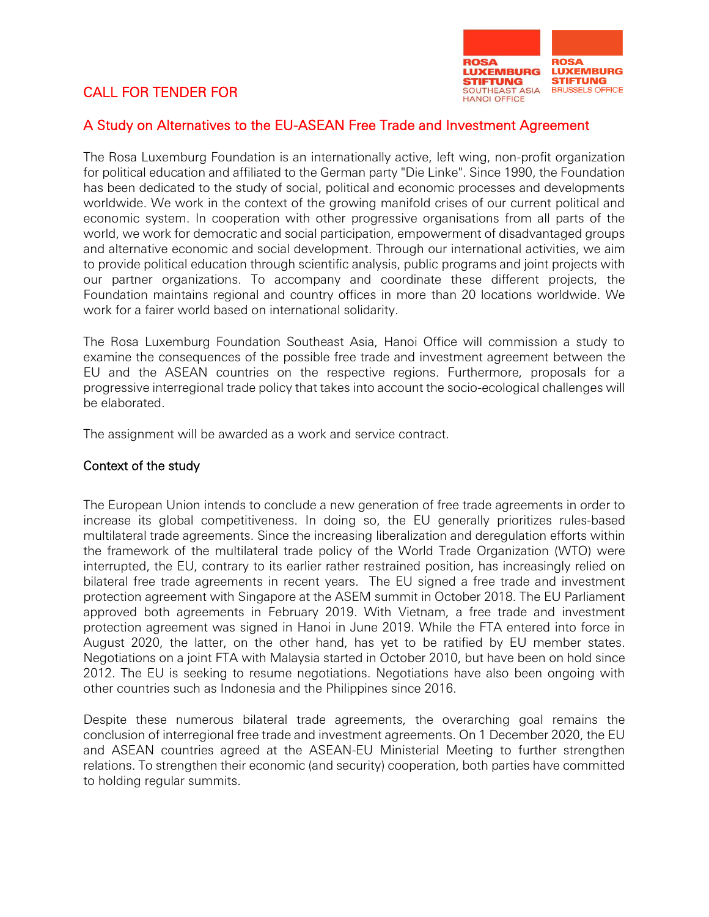# CALL FOR TENDER FOR

## A Study on Alternatives to the EU-ASEAN Free Trade and Investment Agreement

The Rosa Luxemburg Foundation is an internationally active, left wing, non-profit organization for political education and affiliated to the German party "Die Linke". Since 1990, the Foundation has been dedicated to the study of social, political and economic processes and developments worldwide. We work in the context of the growing manifold crises of our current political and economic system. In cooperation with other progressive organisations from all parts of the world, we work for democratic and social participation, empowerment of disadvantaged groups and alternative economic and social development. Through our international activities, we aim to provide political education through scientific analysis, public programs and joint projects with our partner organizations. To accompany and coordinate these different projects, the Foundation maintains regional and country offices in more than 20 locations worldwide. We work for a fairer world based on international solidarity.

The Rosa Luxemburg Foundation Southeast Asia, Hanoi Office will commission a study to examine the consequences of the possible free trade and investment agreement between the EU and the ASEAN countries on the respective regions. Furthermore, proposals for a progressive interregional trade policy that takes into account the socio-ecological challenges will be elaborated.

The assignment will be awarded as a work and service contract.

### Context of the study

The European Union intends to conclude a new generation of free trade agreements in order to increase its global competitiveness. In doing so, the EU generally prioritizes rules-based multilateral trade agreements. Since the increasing liberalization and deregulation efforts within the framework of the multilateral trade policy of the World Trade Organization (WTO) were interrupted, the EU, contrary to its earlier rather restrained position, has increasingly relied on bilateral free trade agreements in recent years. The EU signed a free trade and investment protection agreement with Singapore at the ASEM summit in October 2018. The EU Parliament approved both agreements in February 2019. With Vietnam, a free trade and investment protection agreement was signed in Hanoi in June 2019. While the FTA entered into force in August 2020, the latter, on the other hand, has yet to be ratified by EU member states. Negotiations on a joint FTA with Malaysia started in October 2010, but have been on hold since 2012. The EU is seeking to resume negotiations. Negotiations have also been ongoing with other countries such as Indonesia and the Philippines since 2016.

Despite these numerous bilateral trade agreements, the overarching goal remains the conclusion of interregional free trade and investment agreements. On 1 December 2020, the EU and ASEAN countries agreed at the ASEAN-EU Ministerial Meeting to further strengthen relations. To strengthen their economic (and security) cooperation, both parties have committed to holding regular summits.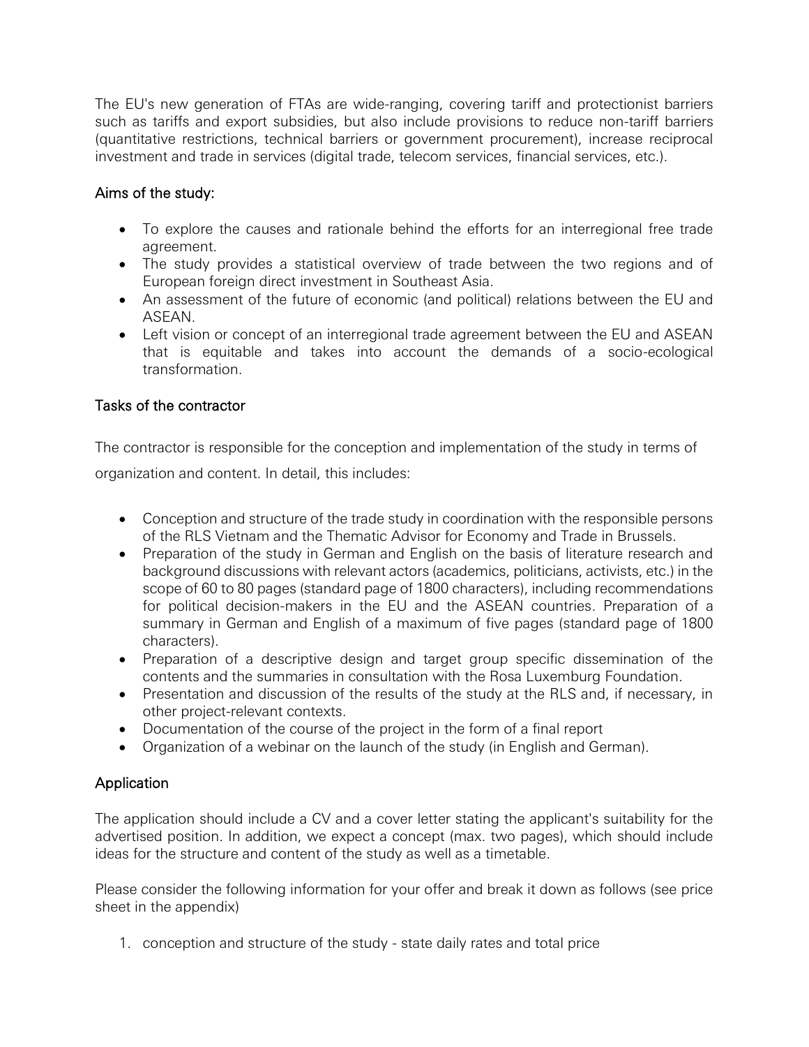The EU's new generation of FTAs are wide-ranging, covering tariff and protectionist barriers such as tariffs and export subsidies, but also include provisions to reduce non-tariff barriers (quantitative restrictions, technical barriers or government procurement), increase reciprocal investment and trade in services (digital trade, telecom services, financial services, etc.).

## Aims of the study:

- To explore the causes and rationale behind the efforts for an interregional free trade agreement.
- The study provides a statistical overview of trade between the two regions and of European foreign direct investment in Southeast Asia.
- An assessment of the future of economic (and political) relations between the EU and ASEAN.
- Left vision or concept of an interregional trade agreement between the EU and ASEAN that is equitable and takes into account the demands of a socio-ecological transformation.

## Tasks of the contractor

The contractor is responsible for the conception and implementation of the study in terms of organization and content. In detail, this includes:

- Conception and structure of the trade study in coordination with the responsible persons of the RLS Vietnam and the Thematic Advisor for Economy and Trade in Brussels.
- Preparation of the study in German and English on the basis of literature research and background discussions with relevant actors (academics, politicians, activists, etc.) in the scope of 60 to 80 pages (standard page of 1800 characters), including recommendations for political decision-makers in the EU and the ASEAN countries. Preparation of a summary in German and English of a maximum of five pages (standard page of 1800 characters).
- Preparation of a descriptive design and target group specific dissemination of the contents and the summaries in consultation with the Rosa Luxemburg Foundation.
- Presentation and discussion of the results of the study at the RLS and, if necessary, in other project-relevant contexts.
- Documentation of the course of the project in the form of a final report
- Organization of a webinar on the launch of the study (in English and German).

## Application

The application should include a CV and a cover letter stating the applicant's suitability for the advertised position. In addition, we expect a concept (max. two pages), which should include ideas for the structure and content of the study as well as a timetable.

Please consider the following information for your offer and break it down as follows (see price sheet in the appendix)

1. conception and structure of the study - state daily rates and total price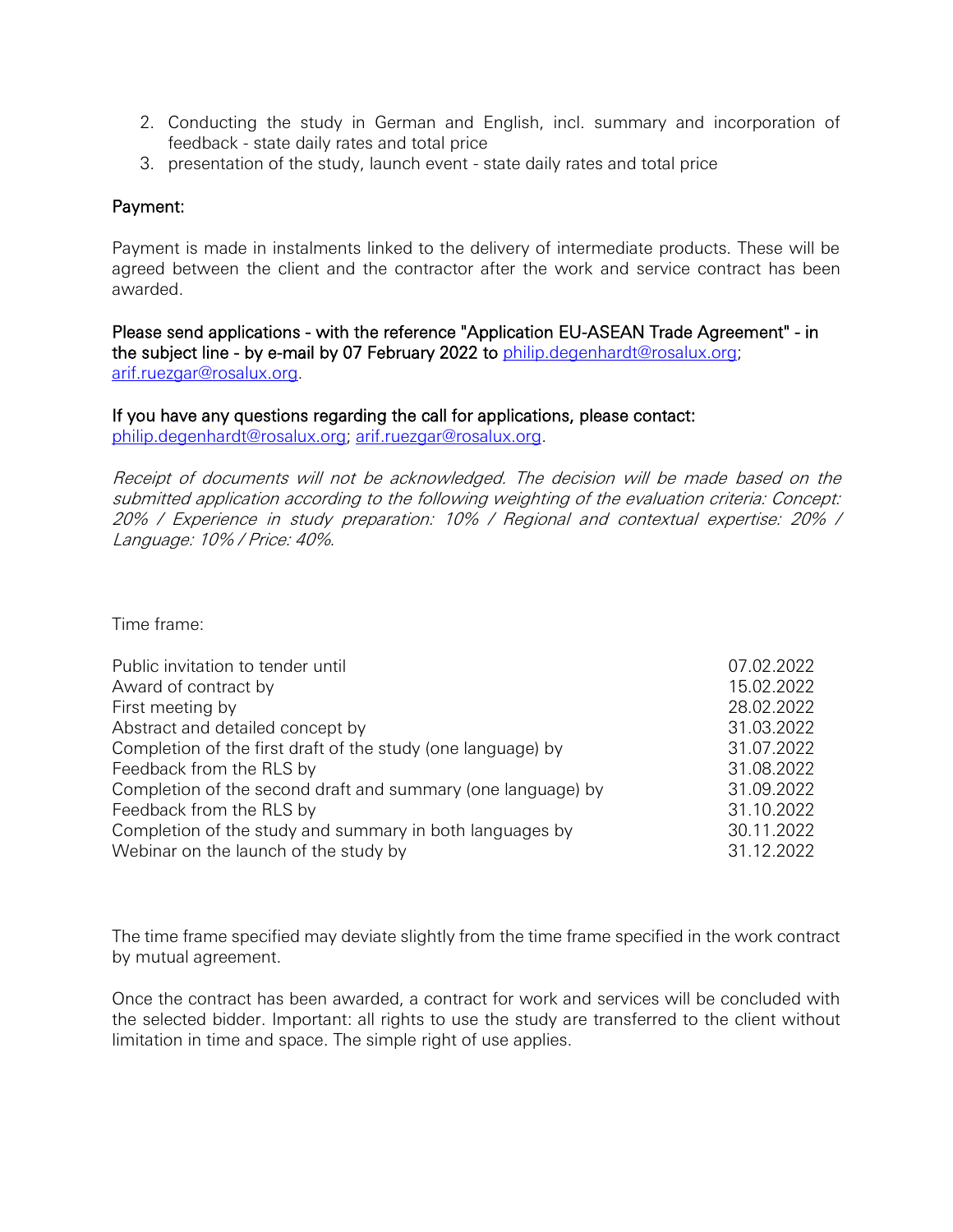2. Conducting the study in German and English, incl. summary and incorporation of feedback - state daily rates and total price
3. presentation of the study, launch event - state daily rates and total price

Payment:

Payment is made in instalments linked to the delivery of intermediate products. These will be agreed between the client and the contractor after the work and service contract has been awarded.

Please send applications - with the reference "Application EU-ASEAN Trade Agreement" - in the subject line - by e-mail by 07 February 2022 to philip.degenhardt@rosalux.org; arif.ruezgar@rosalux.org.

If you have any questions regarding the call for applications, please contact: philip.degenhardt@rosalux.org; arif.ruezgar@rosalux.org.

*Receipt of documents will not be acknowledged. The decision will be made based on the submitted application according to the following weighting of the evaluation criteria: Concept: 20% / Experience in study preparation: 10% / Regional and contextual expertise: 20% / Language: 10% / Price: 40%.*

Time frame:

| | |
|---|---|
| Public invitation to tender until | 07.02.2022 |
| Award of contract by | 15.02.2022 |
| First meeting by | 28.02.2022 |
| Abstract and detailed concept by | 31.03.2022 |
| Completion of the first draft of the study (one language) by | 31.07.2022 |
| Feedback from the RLS by | 31.08.2022 |
| Completion of the second draft and summary (one language) by | 31.09.2022 |
| Feedback from the RLS by | 31.10.2022 |
| Completion of the study and summary in both languages by | 30.11.2022 |
| Webinar on the launch of the study by | 31.12.2022 |

The time frame specified may deviate slightly from the time frame specified in the work contract by mutual agreement.

Once the contract has been awarded, a contract for work and services will be concluded with the selected bidder. Important: all rights to use the study are transferred to the client without limitation in time and space. The simple right of use applies.